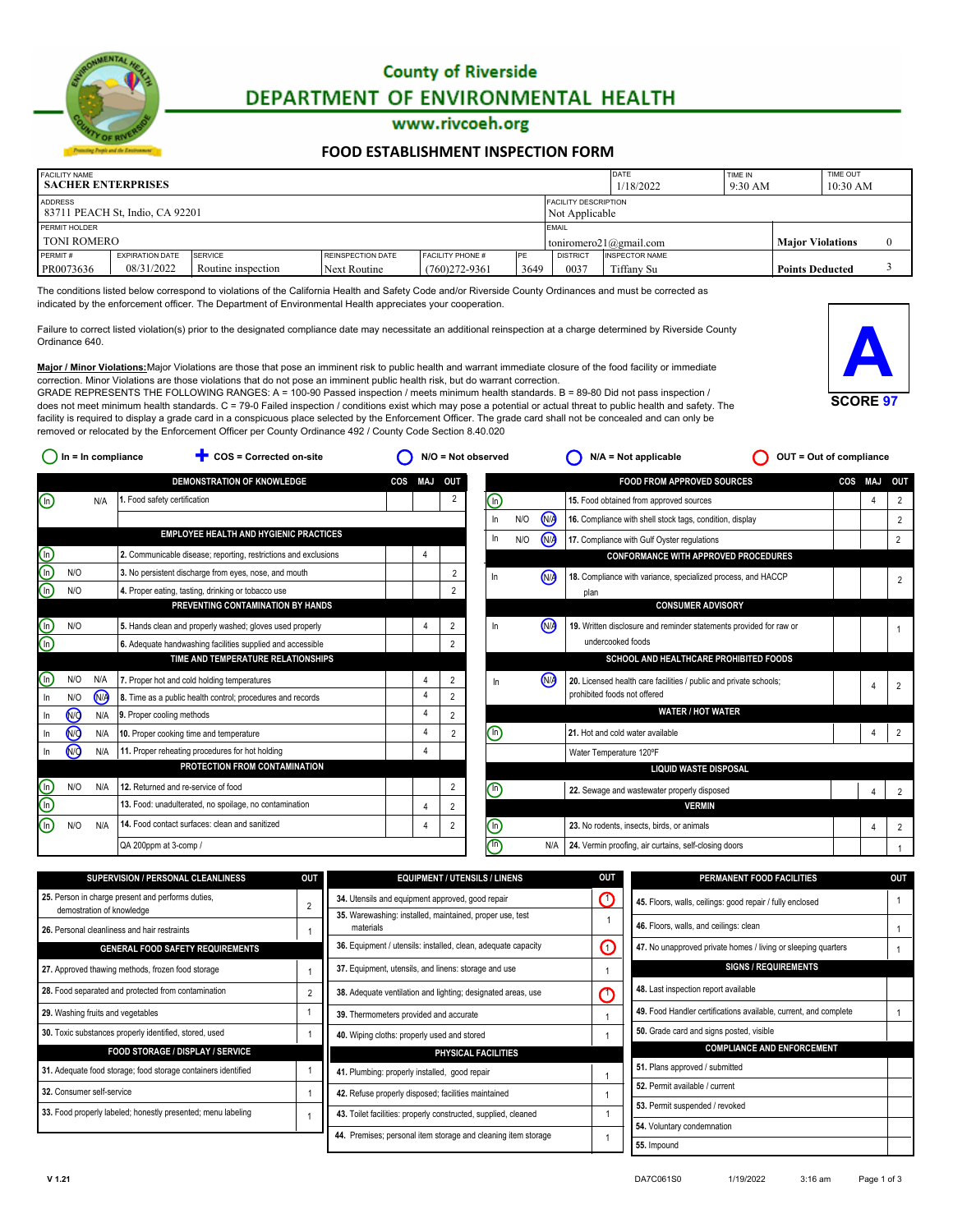# County of Riverside
## DEPARTMENT OF ENVIRONMENTAL HEALTH
www.rivcoeh.org

### FOOD ESTABLISHMENT INSPECTION FORM

| FACILITY NAME | | | | | | | DATE | TIME IN | TIME OUT |
|---|---|---|---|---|---|---|---|---|---|
| SACHER ENTERPRISES | | | | | | | 1/18/2022 | 9:30 AM | 10:30 AM |

| ADDRESS | FACILITY DESCRIPTION |
|---|---|
| 83711 PEACH St, Indio, CA 92201 | Not Applicable |

| PERMIT HOLDER | EMAIL | | |
|---|---|---|---|
| TONI ROMERO | toniromero21@gmail.com | Major Violations | 0 |

| PERMIT # | EXPIRATION DATE | SERVICE | REINSPECTION DATE | FACILITY PHONE # | PE | DISTRICT | INSPECTOR NAME | | |
|---|---|---|---|---|---|---|---|---|---|
| PR0073636 | 08/31/2022 | Routine inspection | Next Routine | (760)272-9361 | 3649 | 0037 | Tiffany Su | Points Deducted | 3 |

The conditions listed below correspond to violations of the California Health and Safety Code and/or Riverside County Ordinances and must be corrected as indicated by the enforcement officer. The Department of Environmental Health appreciates your cooperation.

Failure to correct listed violation(s) prior to the designated compliance date may necessitate an additional reinspection at a charge determined by Riverside County Ordinance 640.

**Major / Minor Violations:** Major Violations are those that pose an imminent risk to public health and warrant immediate closure of the food facility or immediate correction. Minor Violations are those violations that do not pose an imminent public health risk, but do warrant correction.
GRADE REPRESENTS THE FOLLOWING RANGES: A = 100-90 Passed inspection / meets minimum health standards. B = 89-80 Did not pass inspection / does not meet minimum health standards. C = 79-0 Failed inspection / conditions exist which may pose a potential or actual threat to public health and safety. The facility is required to display a grade card in a conspicuous place selected by the Enforcement Officer. The grade card shall not be concealed and can only be removed or relocated by the Enforcement Officer per County Ordinance 492 / County Code Section 8.40.020

**A**
**SCORE 97**

In = In compliance | COS = Corrected on-site | N/O = Not observed | N/A = Not applicable | OUT = Out of compliance

| Status | Item | COS | MAJ | OUT |
|---|---|---|---|---|
| **DEMONSTRATION OF KNOWLEDGE** | | | | |
| In | 1. Food safety certification | | | 2 |
| **EMPLOYEE HEALTH AND HYGIENIC PRACTICES** | | | | |
| In | 2. Communicable disease; reporting, restrictions and exclusions | | 4 | |
| In | 3. No persistent discharge from eyes, nose, and mouth | | | 2 |
| In | 4. Proper eating, tasting, drinking or tobacco use | | | 2 |
| **PREVENTING CONTAMINATION BY HANDS** | | | | |
| In | 5. Hands clean and properly washed; gloves used properly | | 4 | 2 |
| In | 6. Adequate handwashing facilities supplied and accessible | | | 2 |
| **TIME AND TEMPERATURE RELATIONSHIPS** | | | | |
| In | 7. Proper hot and cold holding temperatures | | 4 | 2 |
| N/A | 8. Time as a public health control; procedures and records | | 4 | 2 |
| N/O | 9. Proper cooling methods | | 4 | 2 |
| N/O | 10. Proper cooking time and temperature | | 4 | 2 |
| N/O | 11. Proper reheating procedures for hot holding | | 4 | |
| **PROTECTION FROM CONTAMINATION** | | | | |
| In | 12. Returned and re-service of food | | | 2 |
| In | 13. Food: unadulterated, no spoilage, no contamination | | 4 | 2 |
| In | 14. Food contact surfaces: clean and sanitized<br>QA 200ppm at 3-comp / | | 4 | 2 |
| **FOOD FROM APPROVED SOURCES** | | | | |
| In | 15. Food obtained from approved sources | | 4 | 2 |
| N/A | 16. Compliance with shell stock tags, condition, display | | | 2 |
| N/A | 17. Compliance with Gulf Oyster regulations | | | 2 |
| **CONFORMANCE WITH APPROVED PROCEDURES** | | | | |
| N/A | 18. Compliance with variance, specialized process, and HACCP plan | | | 2 |
| **CONSUMER ADVISORY** | | | | |
| N/A | 19. Written disclosure and reminder statements provided for raw or undercooked foods | | | 1 |
| **SCHOOL AND HEALTHCARE PROHIBITED FOODS** | | | | |
| N/A | 20. Licensed health care facilities / public and private schools; prohibited foods not offered | | 4 | 2 |
| **WATER / HOT WATER** | | | | |
| In | 21. Hot and cold water available<br>Water Temperature 120ºF | | 4 | 2 |
| **LIQUID WASTE DISPOSAL** | | | | |
| In | 22. Sewage and wastewater properly disposed | | 4 | 2 |
| **VERMIN** | | | | |
| In | 23. No rodents, insects, birds, or animals | | 4 | 2 |
| In | 24. Vermin proofing, air curtains, self-closing doors | | | 1 |

| Item | OUT |
|---|---|
| **SUPERVISION / PERSONAL CLEANLINESS** | |
| 25. Person in charge present and performs duties, demostration of knowledge | 2 |
| 26. Personal cleanliness and hair restraints | 1 |
| **GENERAL FOOD SAFETY REQUIREMENTS** | |
| 27. Approved thawing methods, frozen food storage | 1 |
| 28. Food separated and protected from contamination | 2 |
| 29. Washing fruits and vegetables | 1 |
| 30. Toxic substances properly identified, stored, used | 1 |
| **FOOD STORAGE / DISPLAY / SERVICE** | |
| 31. Adequate food storage; food storage containers identified | 1 |
| 32. Consumer self-service | 1 |
| 33. Food properly labeled; honestly presented; menu labeling | 1 |
| **EQUIPMENT / UTENSILS / LINENS** | |
| 34. Utensils and equipment approved, good repair | (1) OUT |
| 35. Warewashing: installed, maintained, proper use, test materials | 1 |
| 36. Equipment / utensils: installed, clean, adequate capacity | (1) OUT |
| 37. Equipment, utensils, and linens: storage and use | 1 |
| 38. Adequate ventilation and lighting; designated areas, use | (1) OUT |
| 39. Thermometers provided and accurate | 1 |
| 40. Wiping cloths: properly used and stored | 1 |
| **PHYSICAL FACILITIES** | |
| 41. Plumbing: properly installed, good repair | 1 |
| 42. Refuse properly disposed; facilities maintained | 1 |
| 43. Toilet facilities: properly constructed, supplied, cleaned | 1 |
| 44. Premises; personal item storage and cleaning item storage | 1 |
| **PERMANENT FOOD FACILITIES** | |
| 45. Floors, walls, ceilings: good repair / fully enclosed | 1 |
| 46. Floors, walls, and ceilings: clean | 1 |
| 47. No unapproved private homes / living or sleeping quarters | 1 |
| **SIGNS / REQUIREMENTS** | |
| 48. Last inspection report available | |
| 49. Food Handler certifications available, current, and complete | 1 |
| 50. Grade card and signs posted, visible | |
| **COMPLIANCE AND ENFORCEMENT** | |
| 51. Plans approved / submitted | |
| 52. Permit available / current | |
| 53. Permit suspended / revoked | |
| 54. Voluntary condemnation | |
| 55. Impound | |

V 1.21 | DA7C061S0 | 1/19/2022 | 3:16 am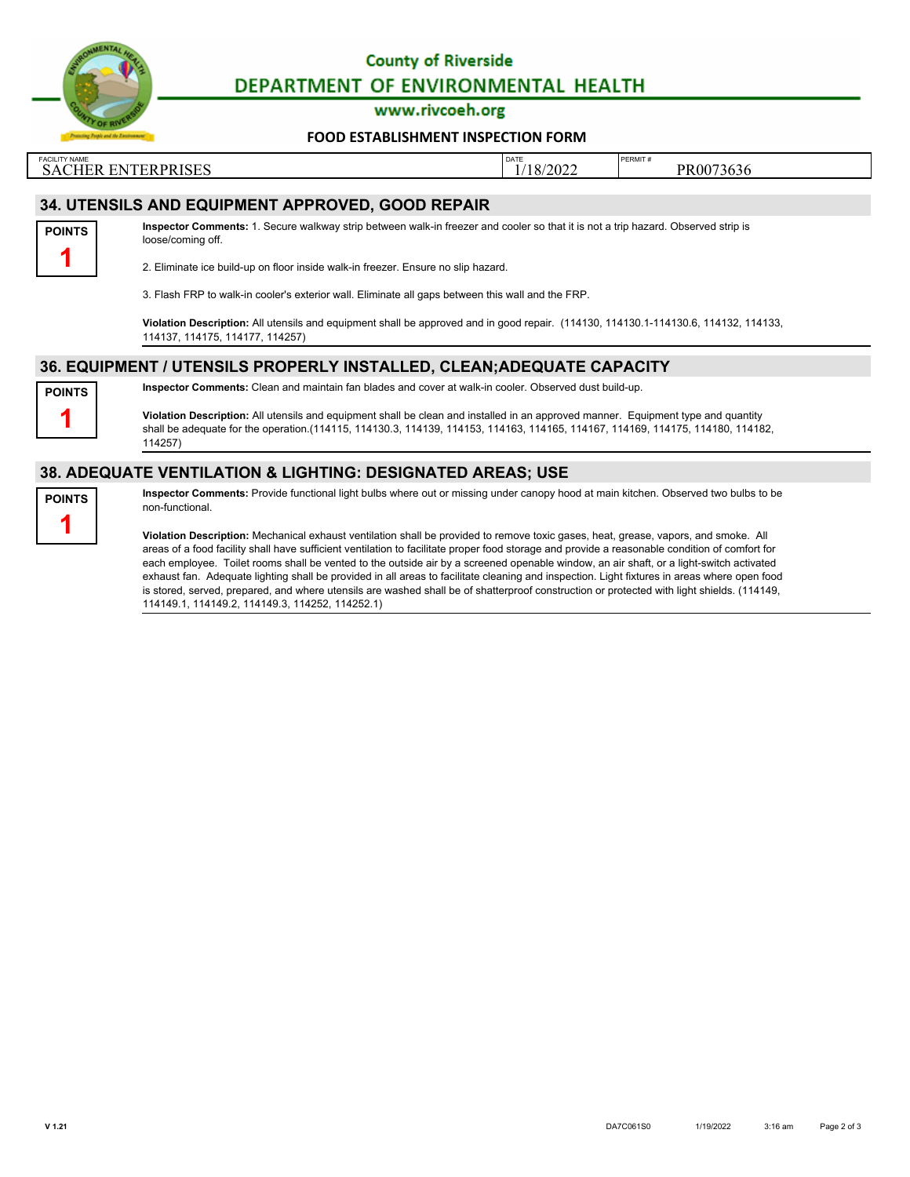County of Riverside
DEPARTMENT OF ENVIRONMENTAL HEALTH
www.rivcoeh.org

**FOOD ESTABLISHMENT INSPECTION FORM**

| FACILITY NAME | DATE | PERMIT # |
|---|---|---|
| SACHER ENTERPRISES | 1/18/2022 | PR0073636 |

## 34. UTENSILS AND EQUIPMENT APPROVED, GOOD REPAIR

**POINTS 1**

**Inspector Comments:** 1. Secure walkway strip between walk-in freezer and cooler so that it is not a trip hazard. Observed strip is loose/coming off.

2. Eliminate ice build-up on floor inside walk-in freezer. Ensure no slip hazard.

3. Flash FRP to walk-in cooler's exterior wall. Eliminate all gaps between this wall and the FRP.

**Violation Description:** All utensils and equipment shall be approved and in good repair. (114130, 114130.1-114130.6, 114132, 114133, 114137, 114175, 114177, 114257)

## 36. EQUIPMENT / UTENSILS PROPERLY INSTALLED, CLEAN;ADEQUATE CAPACITY

**POINTS 1**

**Inspector Comments:** Clean and maintain fan blades and cover at walk-in cooler. Observed dust build-up.

**Violation Description:** All utensils and equipment shall be clean and installed in an approved manner. Equipment type and quantity shall be adequate for the operation.(114115, 114130.3, 114139, 114153, 114163, 114165, 114167, 114169, 114175, 114180, 114182, 114257)

## 38. ADEQUATE VENTILATION & LIGHTING: DESIGNATED AREAS; USE

**POINTS 1**

**Inspector Comments:** Provide functional light bulbs where out or missing under canopy hood at main kitchen. Observed two bulbs to be non-functional.

**Violation Description:** Mechanical exhaust ventilation shall be provided to remove toxic gases, heat, grease, vapors, and smoke. All areas of a food facility shall have sufficient ventilation to facilitate proper food storage and provide a reasonable condition of comfort for each employee. Toilet rooms shall be vented to the outside air by a screened openable window, an air shaft, or a light-switch activated exhaust fan. Adequate lighting shall be provided in all areas to facilitate cleaning and inspection. Light fixtures in areas where open food is stored, served, prepared, and where utensils are washed shall be of shatterproof construction or protected with light shields. (114149, 114149.1, 114149.2, 114149.3, 114252, 114252.1)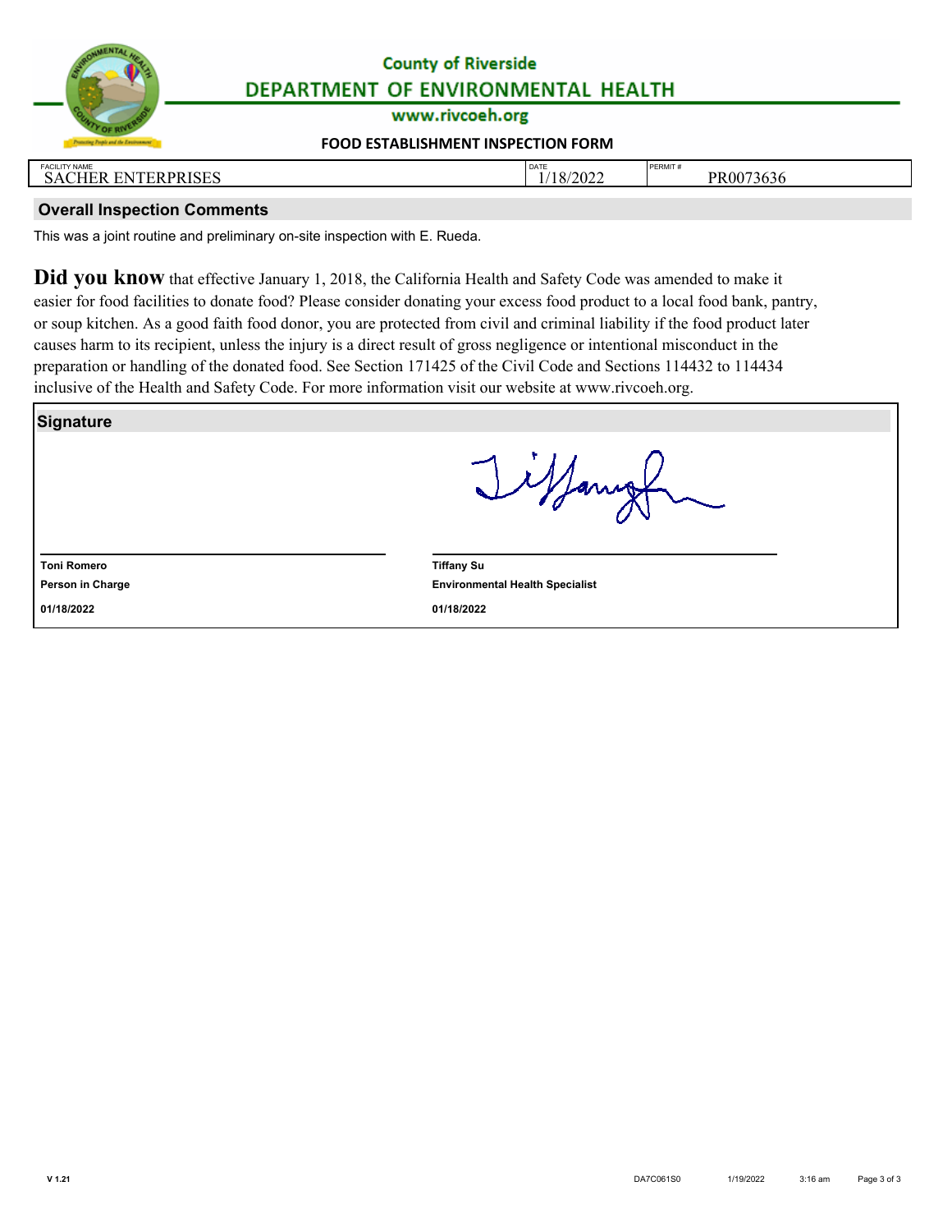# County of Riverside
## DEPARTMENT OF ENVIRONMENTAL HEALTH
www.rivcoeh.org

### FOOD ESTABLISHMENT INSPECTION FORM

| FACILITY NAME | DATE | PERMIT # |
|---|---|---|
| SACHER ENTERPRISES | 1/18/2022 | PR0073636 |

## Overall Inspection Comments

This was a joint routine and preliminary on-site inspection with E. Rueda.

**Did you know** that effective January 1, 2018, the California Health and Safety Code was amended to make it easier for food facilities to donate food? Please consider donating your excess food product to a local food bank, pantry, or soup kitchen. As a good faith food donor, you are protected from civil and criminal liability if the food product later causes harm to its recipient, unless the injury is a direct result of gross negligence or intentional misconduct in the preparation or handling of the donated food. See Section 171425 of the Civil Code and Sections 114432 to 114434 inclusive of the Health and Safety Code. For more information visit our website at www.rivcoeh.org.

## Signature

| | |
|---|---|
| **Toni Romero** | **Tiffany Su** |
| **Person in Charge** | **Environmental Health Specialist** |
| **01/18/2022** | **01/18/2022** |

V 1.21 DA7C061S0 1/19/2022 3:16 am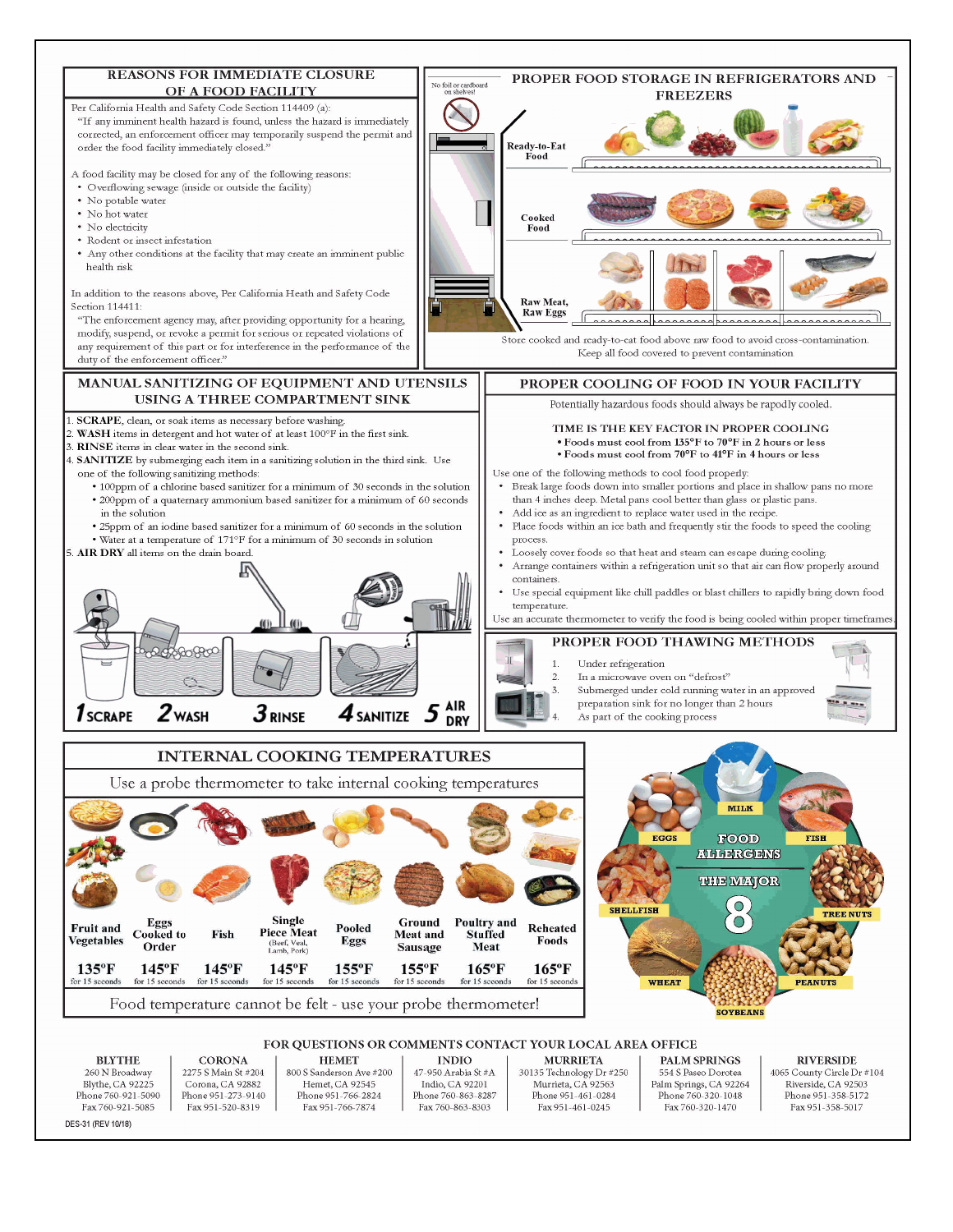## REASONS FOR IMMEDIATE CLOSURE OF A FOOD FACILITY

Per California Health and Safety Code Section 114409 (a):

"If any imminent health hazard is found, unless the hazard is immediately corrected, an enforcement officer may temporarily suspend the permit and order the food facility immediately closed."

A food facility may be closed for any of the following reasons:

- Overflowing sewage (inside or outside the facility)
- No potable water
- No hot water
- No electricity
- Rodent or insect infestation
- Any other conditions at the facility that may create an imminent public health risk

In addition to the reasons above, Per California Heath and Safety Code Section 114411:

"The enforcement agency may, after providing opportunity for a hearing, modify, suspend, or revoke a permit for serious or repeated violations of any requirement of this part or for interference in the performance of the duty of the enforcement officer."

## PROPER FOOD STORAGE IN REFRIGERATORS AND FREEZERS

No foil or cardboard on shelves!

Ready-to-Eat Food

Cooked Food

Raw Meat, Raw Eggs

Store cooked and ready-to-eat food above raw food to avoid cross-contamination.
Keep all food covered to prevent contamination

## MANUAL SANITIZING OF EQUIPMENT AND UTENSILS USING A THREE COMPARTMENT SINK

1. **SCRAPE**, clean, or soak items as necessary before washing.
2. **WASH** items in detergent and hot water of at least 100°F in the first sink.
3. **RINSE** items in clear water in the second sink.
4. **SANITIZE** by submerging each item in a sanitizing solution in the third sink. Use one of the following sanitizing methods:
   - 100ppm of a chlorine based sanitizer for a minimum of 30 seconds in the solution
   - 200ppm of a quaternary ammonium based sanitizer for a minimum of 60 seconds in the solution
   - 25ppm of an iodine based sanitizer for a minimum of 60 seconds in the solution
   - Water at a temperature of 171°F for a minimum of 30 seconds in solution
5. **AIR DRY** all items on the drain board.

1 SCRAPE 2 WASH 3 RINSE 4 SANITIZE 5 AIR DRY

## PROPER COOLING OF FOOD IN YOUR FACILITY

Potentially hazardous foods should always be rapodly cooled.

**TIME IS THE KEY FACTOR IN PROPER COOLING**

- **Foods must cool from 135°F to 70°F in 2 hours or less**
- **Foods must cool from 70°F to 41°F in 4 hours or less**

Use one of the following methods to cool food properly:

- Break large foods down into smaller portions and place in shallow pans no more than 4 inches deep. Metal pans cool better than glass or plastic pans.
- Add ice as an ingredient to replace water used in the recipe.
- Place foods within an ice bath and frequently stir the foods to speed the cooling process.
- Loosely cover foods so that heat and steam can escape during cooling.
- Arrange containers within a refrigeration unit so that air can flow properly around containers.
- Use special equipment like chill paddles or blast chillers to rapidly bring down food temperature.

Use an accurate thermometer to verify the food is being cooled within proper timeframes.

## PROPER FOOD THAWING METHODS

1. Under refrigeration
2. In a microwave oven on "defrost"
3. Submerged under cold running water in an approved preparation sink for no longer than 2 hours
4. As part of the cooking process

## INTERNAL COOKING TEMPERATURES

Use a probe thermometer to take internal cooking temperatures

| Fruit and Vegetables | Eggs Cooked to Order | Fish | Single Piece Meat (Beef, Veal, Lamb, Pork) | Pooled Eggs | Ground Meat and Sausage | Poultry and Stuffed Meat | Reheated Foods |
|---|---|---|---|---|---|---|---|
| 135°F for 15 seconds | 145°F for 15 seconds | 145°F for 15 seconds | 145°F for 15 seconds | 155°F for 15 seconds | 155°F for 15 seconds | 165°F for 15 seconds | 165°F for 15 seconds |

Food temperature cannot be felt - use your probe thermometer!

## THE MAJOR 8 FOOD ALLERGENS

MILK, FISH, TREE NUTS, PEANUTS, SOYBEANS, WHEAT, SHELLFISH, EGGS

## FOR QUESTIONS OR COMMENTS CONTACT YOUR LOCAL AREA OFFICE

| BLYTHE | CORONA | HEMET | INDIO | MURRIETA | PALM SPRINGS | RIVERSIDE |
|---|---|---|---|---|---|---|
| 260 N Broadway | 2275 S Main St #204 | 800 S Sanderson Ave #200 | 47-950 Arabia St #A | 30135 Technology Dr #250 | 554 S Paseo Dorotea | 4065 County Circle Dr #104 |
| Blythe, CA 92225 | Corona, CA 92882 | Hemet, CA 92545 | Indio, CA 92201 | Murrieta, CA 92563 | Palm Springs, CA 92264 | Riverside, CA 92503 |
| Phone 760-921-5090 | Phone 951-273-9140 | Phone 951-766-2824 | Phone 760-863-8287 | Phone 951-461-0284 | Phone 760-320-1048 | Phone 951-358-5172 |
| Fax 760-921-5085 | Fax 951-520-8319 | Fax 951-766-7874 | Fax 760-863-8303 | Fax 951-461-0245 | Fax 760-320-1470 | Fax 951-358-5017 |

DES-31 (REV 10/18)